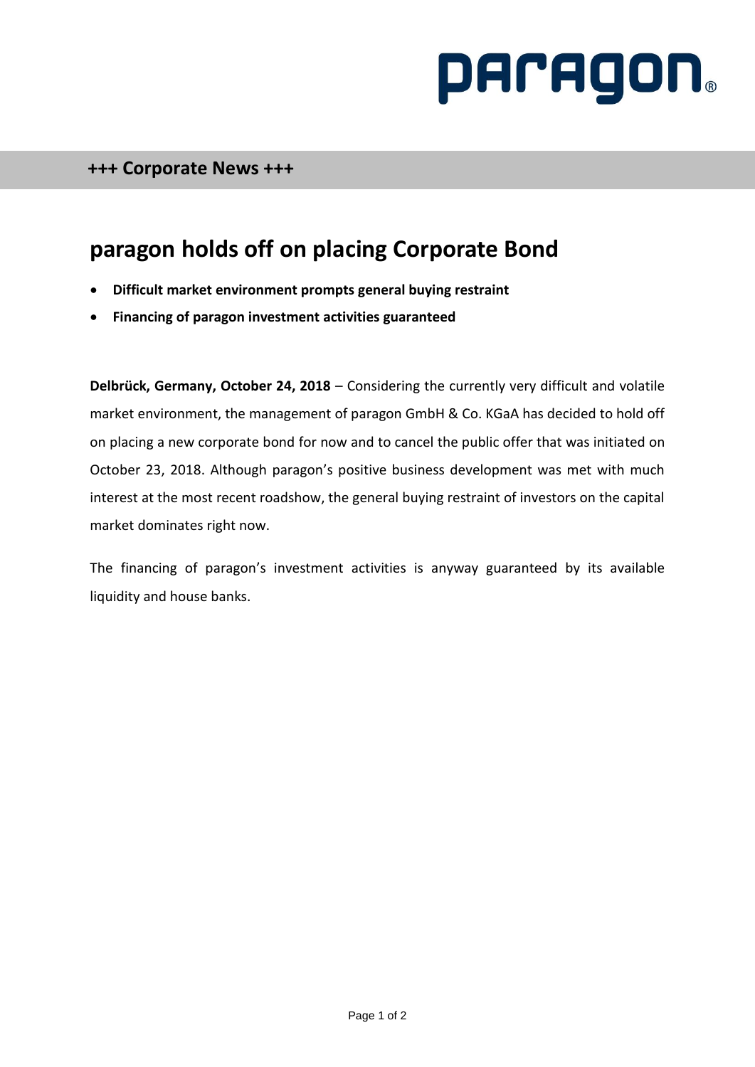paragon

**+++ Corporate News +++**

# paragon holds off on placing Corporate Bond

- **Difficult market environment prompts general buying restraint**
- **Financing of paragon investment activities guaranteed**

**Delbrück, Germany, October 24, 2018** – Considering the currently very difficult and volatile market environment, the management of paragon GmbH & Co. KGaA has decided to hold off on placing a new corporate bond for now and to cancel the public offer that was initiated on October 23, 2018. Although paragon's positive business development was met with much interest at the most recent roadshow, the general buying restraint of investors on the capital market dominates right now.

The financing of paragon's investment activities is anyway guaranteed by its available liquidity and house banks.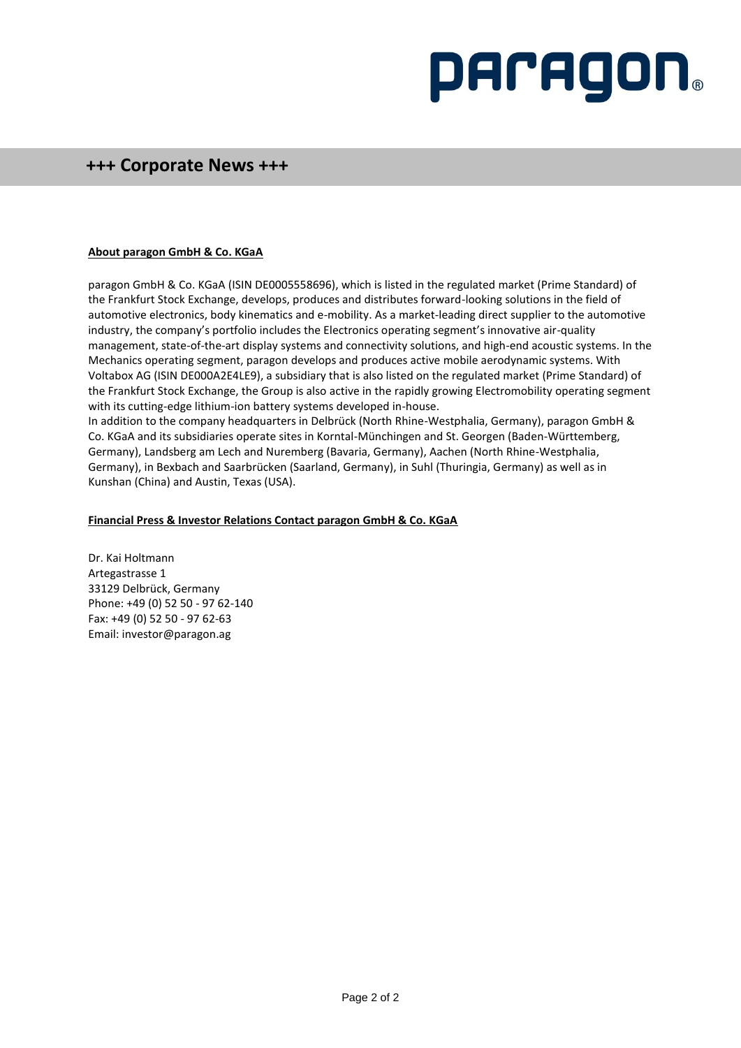**+++ Corporate News +++**

**About paragon GmbH & Co. KGaA**

paragon GmbH & Co. KGaA (ISIN DE0005558696), which is listed in the regulated market (Prime Standard) of the Frankfurt Stock Exchange, develops, produces and distributes forward-looking solutions in the field of automotive electronics, body kinematics and e-mobility. As a market-leading direct supplier to the automotive industry, the company's portfolio includes the Electronics operating segment's innovative air-quality management, state-of-the-art display systems and connectivity solutions, and high-end acoustic systems. In the Mechanics operating segment, paragon develops and produces active mobile aerodynamic systems. With Voltabox AG (ISIN DE000A2E4LE9), a subsidiary that is also listed on the regulated market (Prime Standard) of the Frankfurt Stock Exchange, the Group is also active in the rapidly growing Electromobility operating segment with its cutting-edge lithium-ion battery systems developed in-house.
In addition to the company headquarters in Delbrück (North Rhine-Westphalia, Germany), paragon GmbH & Co. KGaA and its subsidiaries operate sites in Korntal-Münchingen and St. Georgen (Baden-Württemberg, Germany), Landsberg am Lech and Nuremberg (Bavaria, Germany), Aachen (North Rhine-Westphalia, Germany), in Bexbach and Saarbrücken (Saarland, Germany), in Suhl (Thuringia, Germany) as well as in Kunshan (China) and Austin, Texas (USA).

**Financial Press & Investor Relations Contact paragon GmbH & Co. KGaA**

Dr. Kai Holtmann
Artegastrasse 1
33129 Delbrück, Germany
Phone: +49 (0) 52 50 - 97 62-140
Fax: +49 (0) 52 50 - 97 62-63
Email: investor@paragon.ag